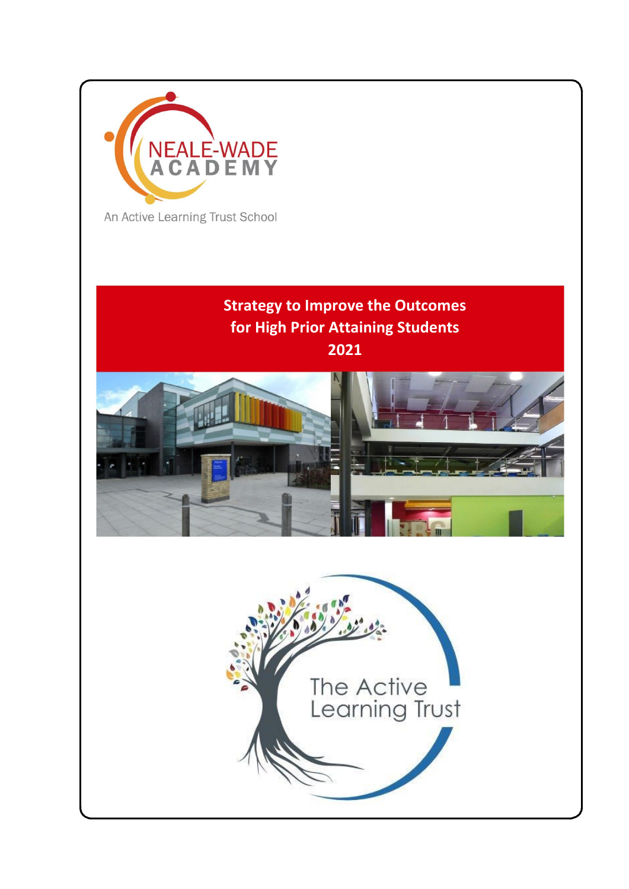NEALE-WADE ACADEMY

An Active Learning Trust School

# Strategy to Improve the Outcomes for High Prior Attaining Students 2021

The Active Learning Trust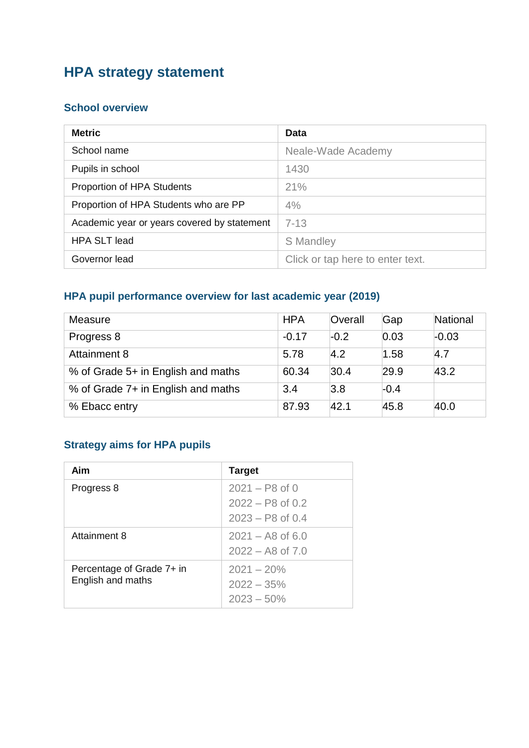# HPA strategy statement

## School overview

| Metric | Data |
|---|---|
| School name | Neale-Wade Academy |
| Pupils in school | 1430 |
| Proportion of HPA Students | 21% |
| Proportion of HPA Students who are PP | 4% |
| Academic year or years covered by statement | 7-13 |
| HPA SLT lead | S Mandley |
| Governor lead | Click or tap here to enter text. |

## HPA pupil performance overview for last academic year (2019)

| Measure | HPA | Overall | Gap | National |
|---|---|---|---|---|
| Progress 8 | -0.17 | -0.2 | 0.03 | -0.03 |
| Attainment 8 | 5.78 | 4.2 | 1.58 | 4.7 |
| % of Grade 5+ in English and maths | 60.34 | 30.4 | 29.9 | 43.2 |
| % of Grade 7+ in English and maths | 3.4 | 3.8 | -0.4 | |
| % Ebacc entry | 87.93 | 42.1 | 45.8 | 40.0 |

## Strategy aims for HPA pupils

| Aim | Target |
|---|---|
| Progress 8 | 2021 – P8 of 0<br>2022 – P8 of 0.2<br>2023 – P8 of 0.4 |
| Attainment 8 | 2021 – A8 of 6.0<br>2022 – A8 of 7.0 |
| Percentage of Grade 7+ in English and maths | 2021 – 20%<br>2022 – 35%<br>2023 – 50% |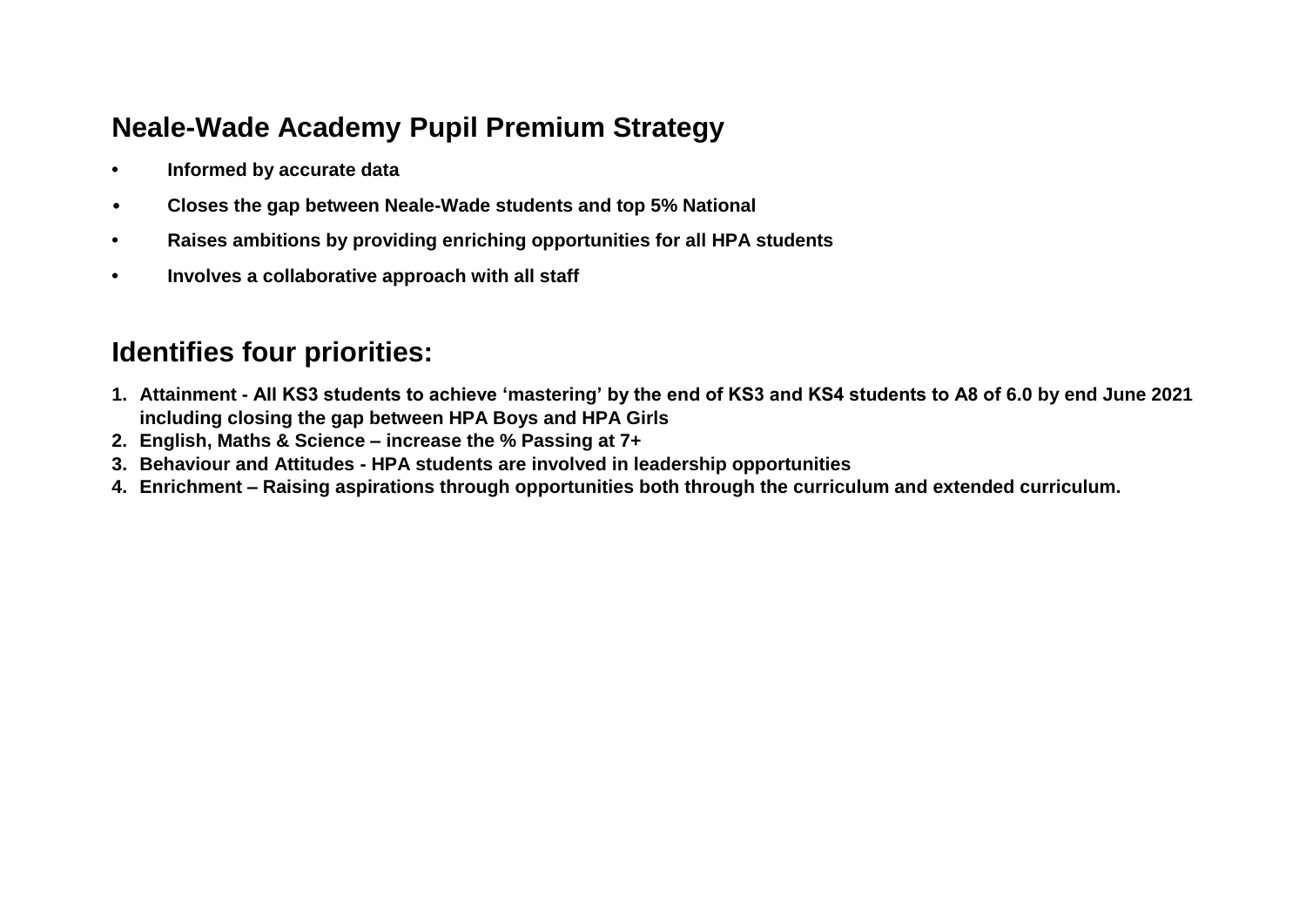## Neale-Wade Academy Pupil Premium Strategy

- **Informed by accurate data**
- **Closes the gap between Neale-Wade students and top 5% National**
- **Raises ambitions by providing enriching opportunities for all HPA students**
- **Involves a collaborative approach with all staff**

## Identifies four priorities:

1. **Attainment - All KS3 students to achieve 'mastering' by the end of KS3 and KS4 students to A8 of 6.0 by end June 2021 including closing the gap between HPA Boys and HPA Girls**
2. **English, Maths & Science – increase the % Passing at 7+**
3. **Behaviour and Attitudes - HPA students are involved in leadership opportunities**
4. **Enrichment – Raising aspirations through opportunities both through the curriculum and extended curriculum.**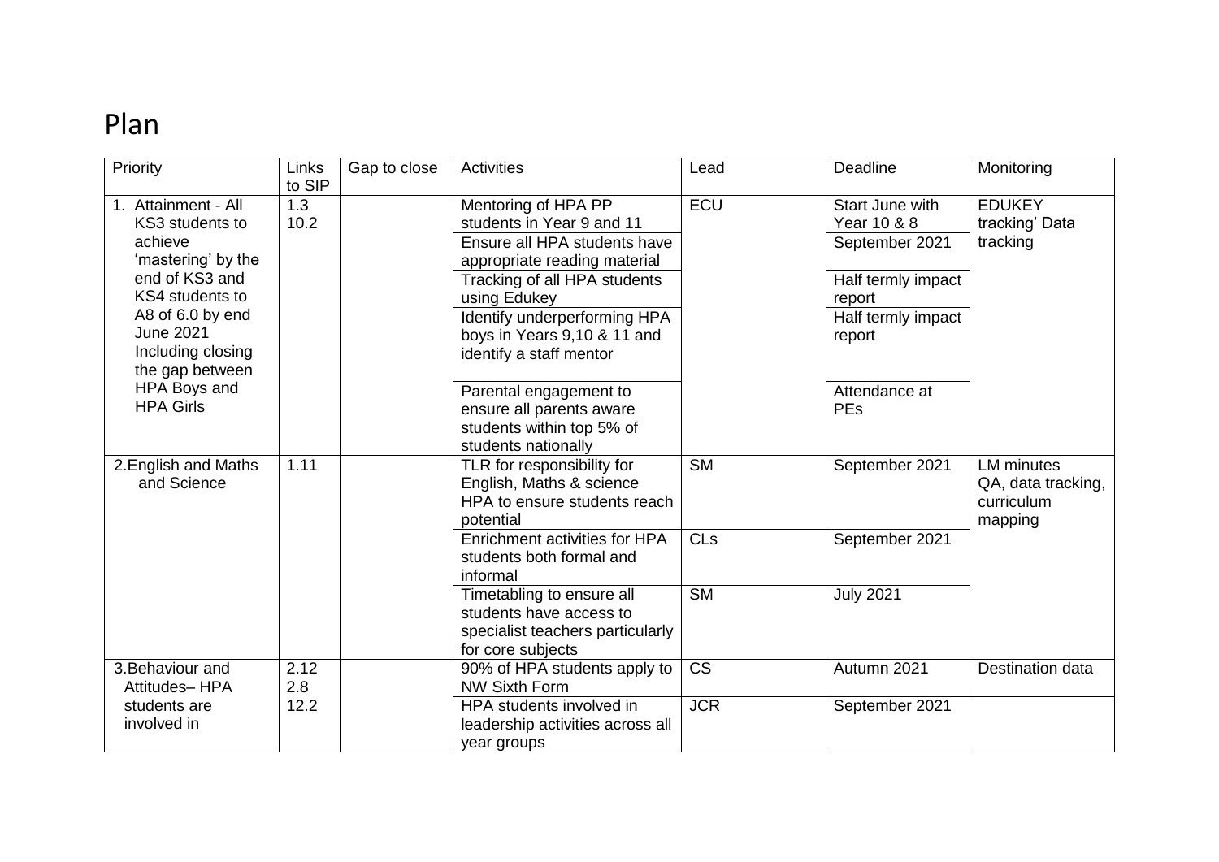# Plan

| Priority | Links to SIP | Gap to close | Activities | Lead | Deadline | Monitoring |
|---|---|---|---|---|---|---|
| 1. Attainment - All KS3 students to achieve 'mastering' by the end of KS3 and KS4 students to A8 of 6.0 by end June 2021 Including closing the gap between HPA Boys and HPA Girls | 1.3<br>10.2 | | Mentoring of HPA PP students in Year 9 and 11 | ECU | Start June with Year 10 & 8 | EDUKEY tracking' Data tracking |
| | | | Ensure all HPA students have appropriate reading material | | September 2021 | |
| | | | Tracking of all HPA students using Edukey | | Half termly impact report | |
| | | | Identify underperforming HPA boys in Years 9,10 & 11 and identify a staff mentor | | Half termly impact report | |
| | | | Parental engagement to ensure all parents aware students within top 5% of students nationally | | Attendance at PEs | |
| 2.English and Maths and Science | 1.11 | | TLR for responsibility for English, Maths & science HPA to ensure students reach potential | SM | September 2021 | LM minutes QA, data tracking, curriculum mapping |
| | | | Enrichment activities for HPA students both formal and informal | CLs | September 2021 | |
| | | | Timetabling to ensure all students have access to specialist teachers particularly for core subjects | SM | July 2021 | |
| 3.Behaviour and Attitudes– HPA students are involved in | 2.12<br>2.8<br>12.2 | | 90% of HPA students apply to NW Sixth Form | CS | Autumn 2021 | Destination data |
| | | | HPA students involved in leadership activities across all year groups | JCR | September 2021 | |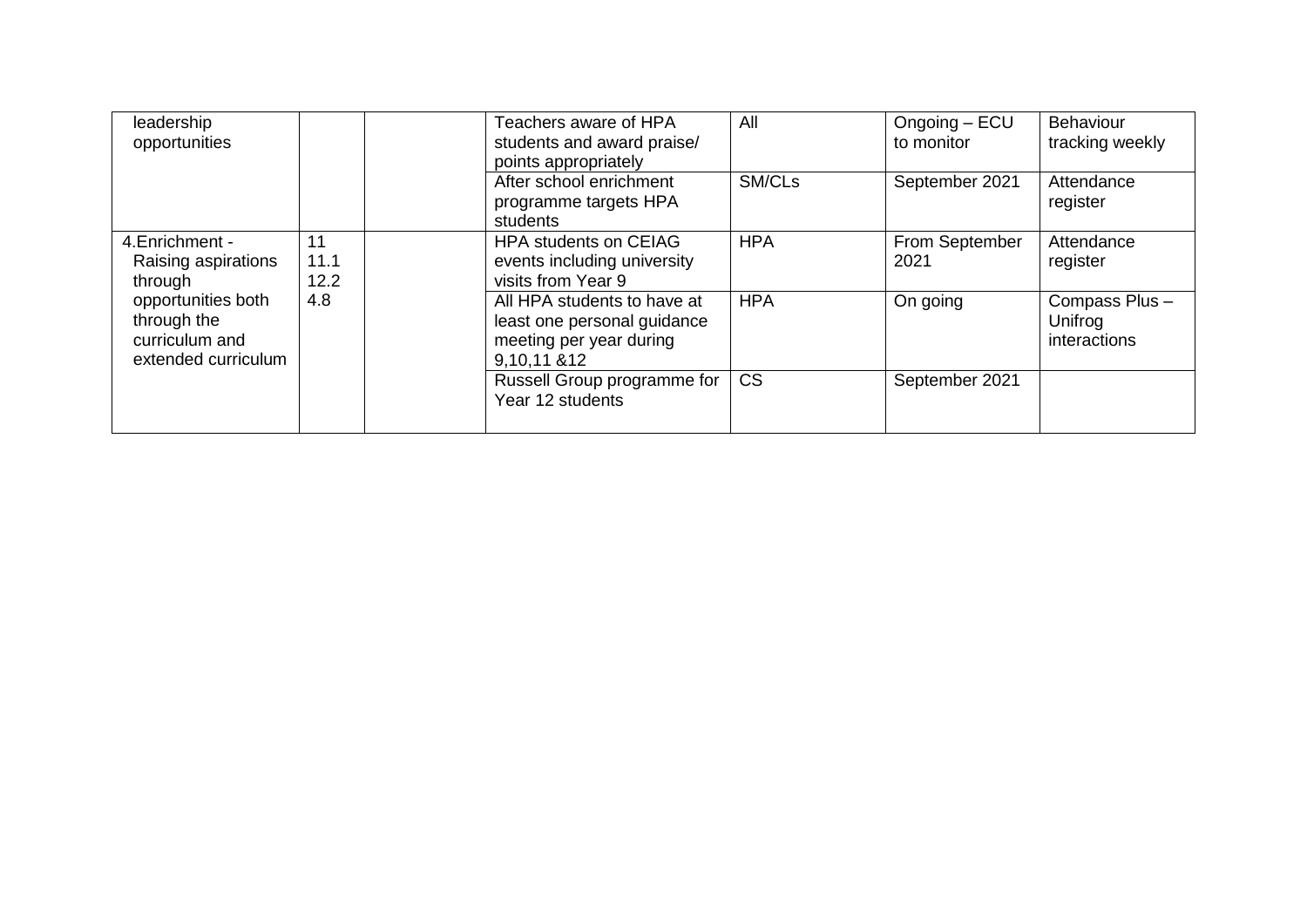| | | | | | | |
|---|---|---|---|---|---|---|
| leadership opportunities | | | Teachers aware of HPA students and award praise/ points appropriately | All | Ongoing – ECU to monitor | Behaviour tracking weekly |
| | | | After school enrichment programme targets HPA students | SM/CLs | September 2021 | Attendance register |
| 4.Enrichment - Raising aspirations through opportunities both through the curriculum and extended curriculum | 11<br>11.1<br>12.2<br>4.8 | | HPA students on CEIAG events including university visits from Year 9 | HPA | From September 2021 | Attendance register |
| | | | All HPA students to have at least one personal guidance meeting per year during 9,10,11 &12 | HPA | On going | Compass Plus – Unifrog interactions |
| | | | Russell Group programme for Year 12 students | CS | September 2021 | |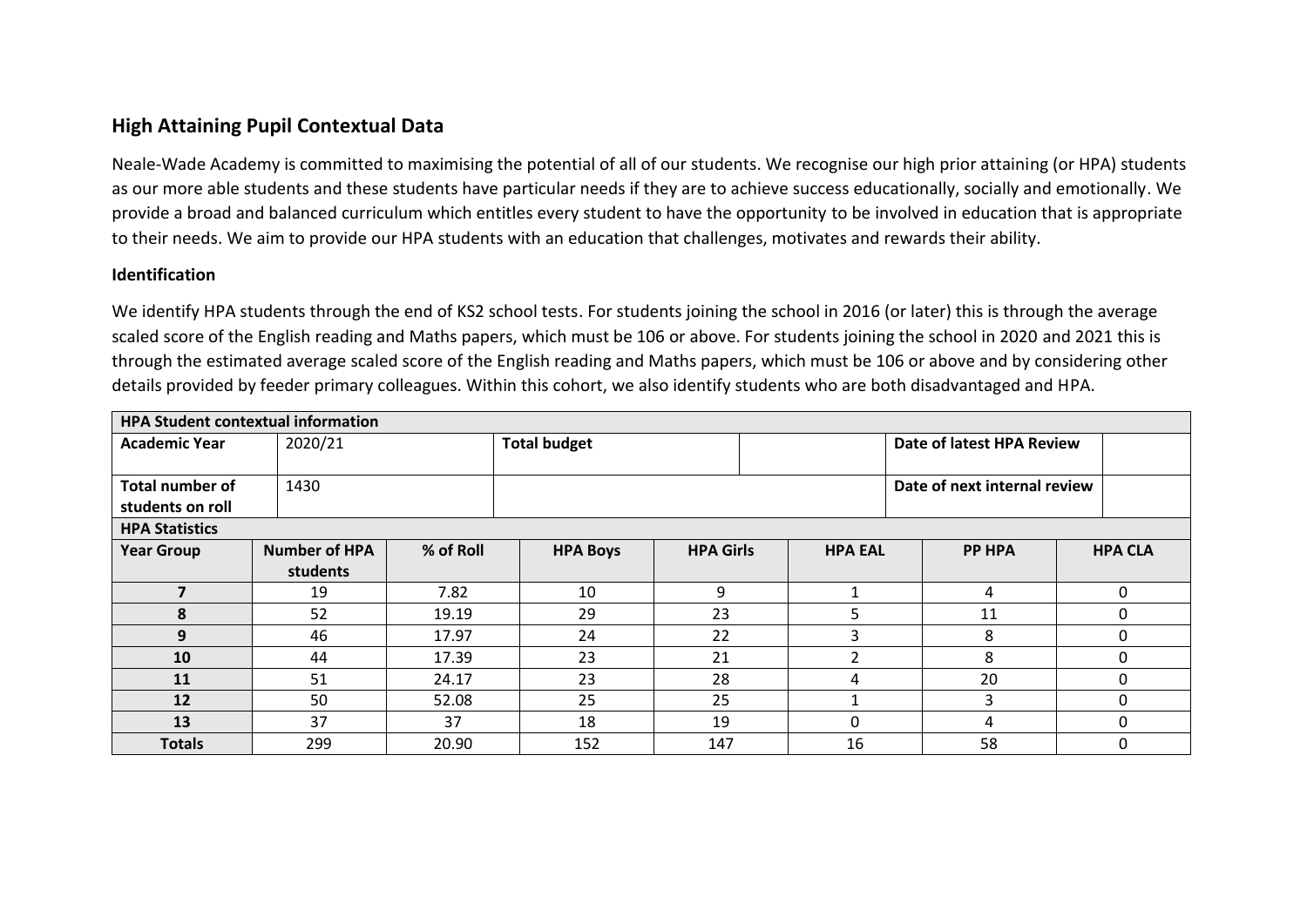## High Attaining Pupil Contextual Data

Neale-Wade Academy is committed to maximising the potential of all of our students. We recognise our high prior attaining (or HPA) students as our more able students and these students have particular needs if they are to achieve success educationally, socially and emotionally. We provide a broad and balanced curriculum which entitles every student to have the opportunity to be involved in education that is appropriate to their needs. We aim to provide our HPA students with an education that challenges, motivates and rewards their ability.

### Identification

We identify HPA students through the end of KS2 school tests. For students joining the school in 2016 (or later) this is through the average scaled score of the English reading and Maths papers, which must be 106 or above. For students joining the school in 2020 and 2021 this is through the estimated average scaled score of the English reading and Maths papers, which must be 106 or above and by considering other details provided by feeder primary colleagues. Within this cohort, we also identify students who are both disadvantaged and HPA.

| **HPA Student contextual information** | | | |
|---|---|---|---|
| **Academic Year** | 2020/21 | **Total budget** | |
| **Date of latest HPA Review** | | **Total number of students on roll** | 1430 |
| **Date of next internal review** | | | |

**HPA Statistics**

| Year Group | Number of HPA students | % of Roll | HPA Boys | HPA Girls | HPA EAL | PP HPA | HPA CLA |
|---|---|---|---|---|---|---|---|
| **7** | 19 | 7.82 | 10 | 9 | 1 | 4 | 0 |
| **8** | 52 | 19.19 | 29 | 23 | 5 | 11 | 0 |
| **9** | 46 | 17.97 | 24 | 22 | 3 | 8 | 0 |
| **10** | 44 | 17.39 | 23 | 21 | 2 | 8 | 0 |
| **11** | 51 | 24.17 | 23 | 28 | 4 | 20 | 0 |
| **12** | 50 | 52.08 | 25 | 25 | 1 | 3 | 0 |
| **13** | 37 | 37 | 18 | 19 | 0 | 4 | 0 |
| **Totals** | 299 | 20.90 | 152 | 147 | 16 | 58 | 0 |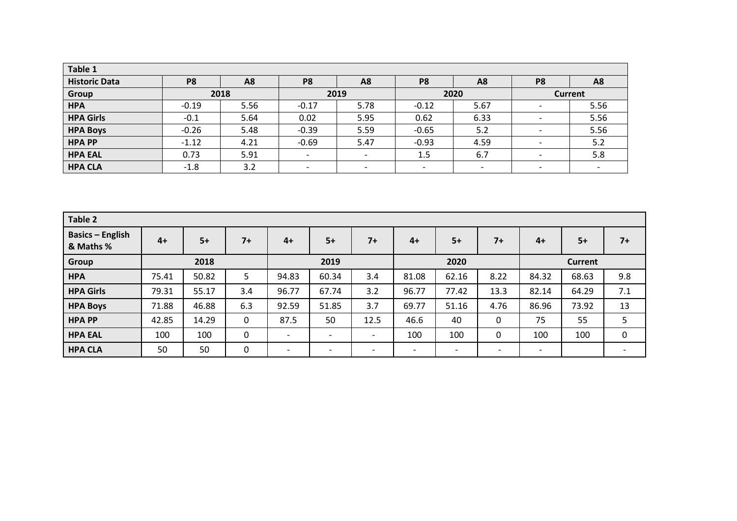| Table 1 | | | | | | | | |
|---|---|---|---|---|---|---|---|---|
| **Historic Data** | **P8** | **A8** | **P8** | **A8** | **P8** | **A8** | **P8** | **A8** |
| **Group** | **2018** | | **2019** | | **2020** | | **Current** | |
| **HPA** | -0.19 | 5.56 | -0.17 | 5.78 | -0.12 | 5.67 | - | 5.56 |
| **HPA Girls** | -0.1 | 5.64 | 0.02 | 5.95 | 0.62 | 6.33 | - | 5.56 |
| **HPA Boys** | -0.26 | 5.48 | -0.39 | 5.59 | -0.65 | 5.2 | - | 5.56 |
| **HPA PP** | -1.12 | 4.21 | -0.69 | 5.47 | -0.93 | 4.59 | - | 5.2 |
| **HPA EAL** | 0.73 | 5.91 | - | - | 1.5 | 6.7 | - | 5.8 |
| **HPA CLA** | -1.8 | 3.2 | - | - | - | - | - | - |

| Table 2 | | | | | | | | | | | | |
|---|---|---|---|---|---|---|---|---|---|---|---|---|
| **Basics – English & Maths %** | **4+** | **5+** | **7+** | **4+** | **5+** | **7+** | **4+** | **5+** | **7+** | **4+** | **5+** | **7+** |
| **Group** | **2018** | | | **2019** | | | **2020** | | | **Current** | | |
| **HPA** | 75.41 | 50.82 | 5 | 94.83 | 60.34 | 3.4 | 81.08 | 62.16 | 8.22 | 84.32 | 68.63 | 9.8 |
| **HPA Girls** | 79.31 | 55.17 | 3.4 | 96.77 | 67.74 | 3.2 | 96.77 | 77.42 | 13.3 | 82.14 | 64.29 | 7.1 |
| **HPA Boys** | 71.88 | 46.88 | 6.3 | 92.59 | 51.85 | 3.7 | 69.77 | 51.16 | 4.76 | 86.96 | 73.92 | 13 |
| **HPA PP** | 42.85 | 14.29 | 0 | 87.5 | 50 | 12.5 | 46.6 | 40 | 0 | 75 | 55 | 5 |
| **HPA EAL** | 100 | 100 | 0 | - | - | - | 100 | 100 | 0 | 100 | 100 | 0 |
| **HPA CLA** | 50 | 50 | 0 | - | - | - | - | - | - | - | | - |